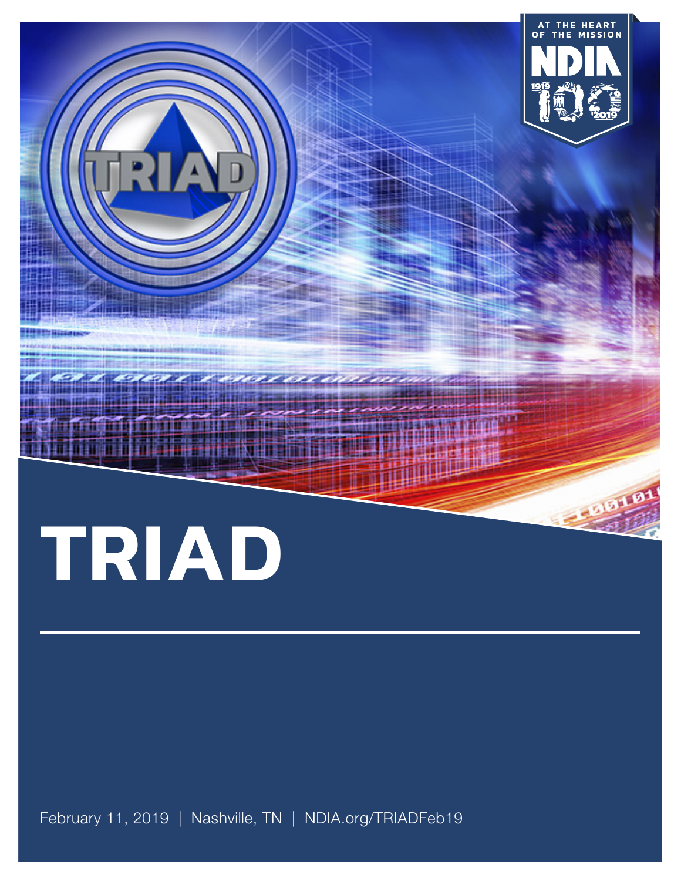# TRIAD

February 11, 2019 | Nashville, TN | NDIA.org/TRIADFeb19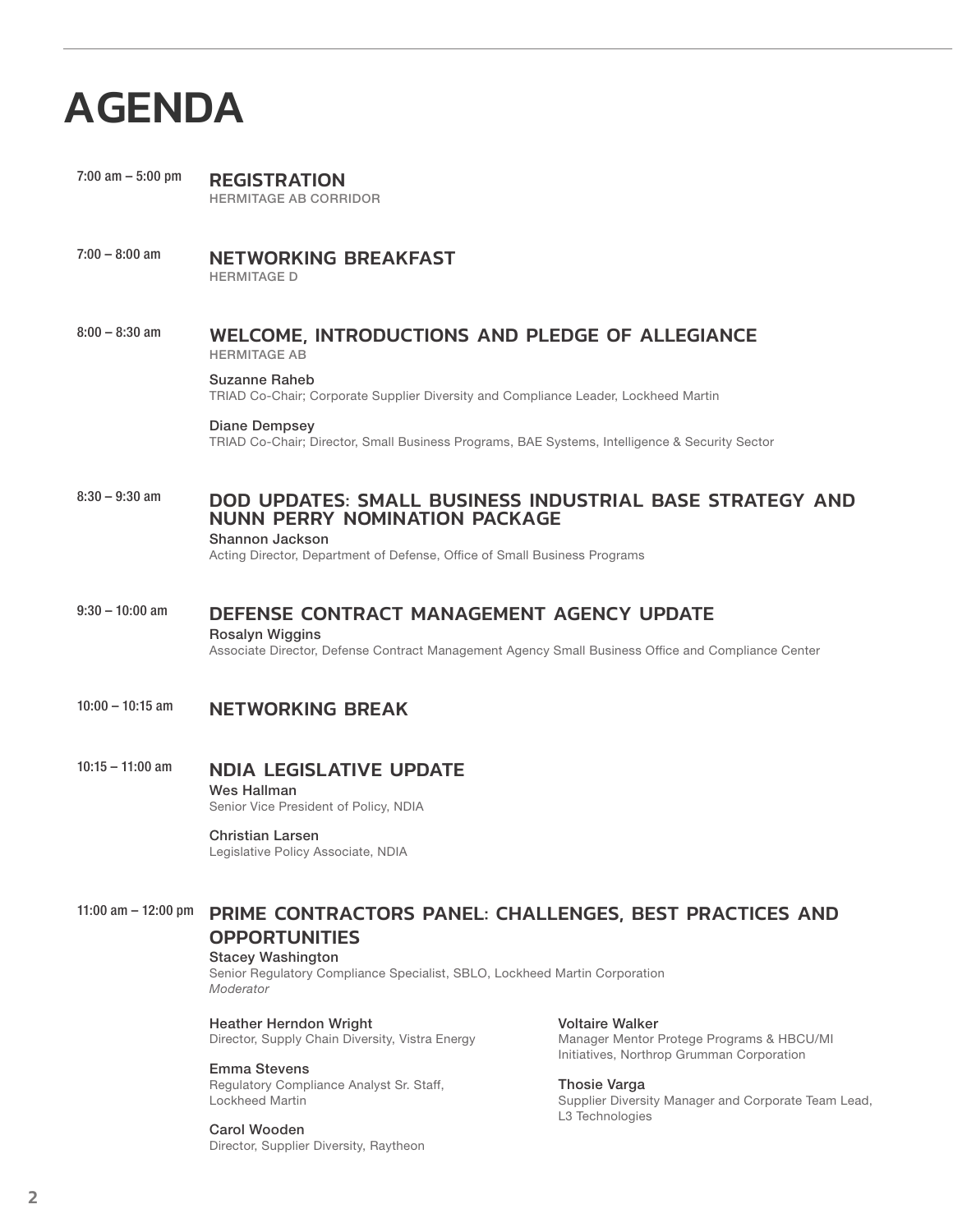# AGENDA

**7:00 am – 5:00 pm**

## REGISTRATION

HERMITAGE AB CORRIDOR

**7:00 – 8:00 am**

## NETWORKING BREAKFAST

HERMITAGE D

**8:00 – 8:30 am**

## WELCOME, INTRODUCTIONS AND PLEDGE OF ALLEGIANCE

HERMITAGE AB

**Suzanne Raheb**
TRIAD Co-Chair; Corporate Supplier Diversity and Compliance Leader, Lockheed Martin

**Diane Dempsey**
TRIAD Co-Chair; Director, Small Business Programs, BAE Systems, Intelligence & Security Sector

**8:30 – 9:30 am**

## DOD UPDATES: SMALL BUSINESS INDUSTRIAL BASE STRATEGY AND NUNN PERRY NOMINATION PACKAGE

**Shannon Jackson**
Acting Director, Department of Defense, Office of Small Business Programs

**9:30 – 10:00 am**

## DEFENSE CONTRACT MANAGEMENT AGENCY UPDATE

**Rosalyn Wiggins**
Associate Director, Defense Contract Management Agency Small Business Office and Compliance Center

**10:00 – 10:15 am**

## NETWORKING BREAK

**10:15 – 11:00 am**

## NDIA LEGISLATIVE UPDATE

**Wes Hallman**
Senior Vice President of Policy, NDIA

**Christian Larsen**
Legislative Policy Associate, NDIA

**11:00 am – 12:00 pm**

## PRIME CONTRACTORS PANEL: CHALLENGES, BEST PRACTICES AND OPPORTUNITIES

**Stacey Washington**
Senior Regulatory Compliance Specialist, SBLO, Lockheed Martin Corporation
*Moderator*

**Heather Herndon Wright**
Director, Supply Chain Diversity, Vistra Energy

**Emma Stevens**
Regulatory Compliance Analyst Sr. Staff, Lockheed Martin

**Carol Wooden**
Director, Supplier Diversity, Raytheon

**Voltaire Walker**
Manager Mentor Protege Programs & HBCU/MI Initiatives, Northrop Grumman Corporation

**Thosie Varga**
Supplier Diversity Manager and Corporate Team Lead, L3 Technologies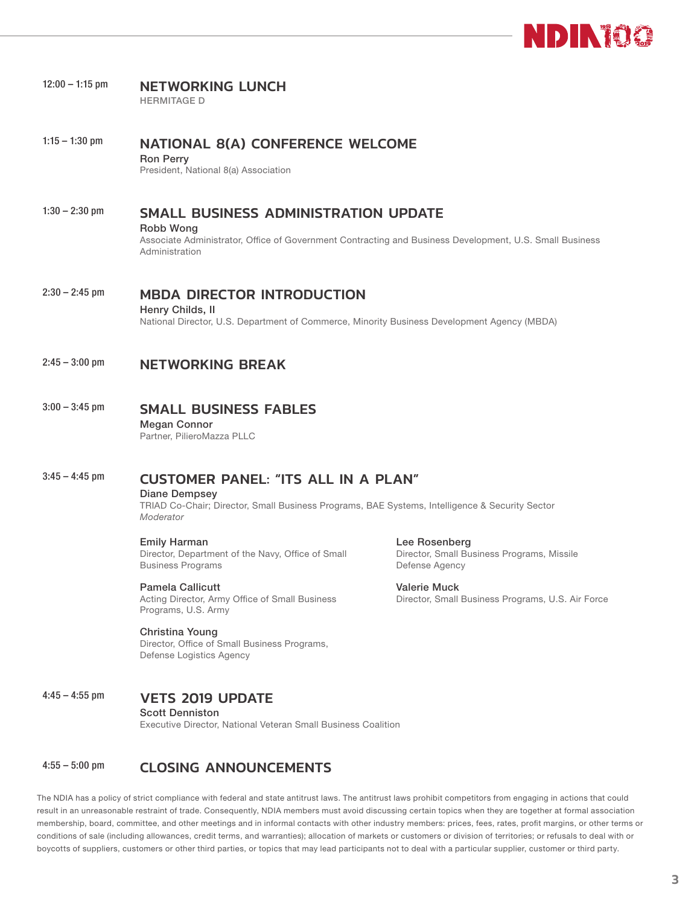12:00 – 1:15 pm

## NETWORKING LUNCH

HERMITAGE D

1:15 – 1:30 pm

## NATIONAL 8(A) CONFERENCE WELCOME

**Ron Perry**
President, National 8(a) Association

1:30 – 2:30 pm

## SMALL BUSINESS ADMINISTRATION UPDATE

**Robb Wong**
Associate Administrator, Office of Government Contracting and Business Development, U.S. Small Business Administration

2:30 – 2:45 pm

## MBDA DIRECTOR INTRODUCTION

**Henry Childs, II**
National Director, U.S. Department of Commerce, Minority Business Development Agency (MBDA)

2:45 – 3:00 pm

## NETWORKING BREAK

3:00 – 3:45 pm

## SMALL BUSINESS FABLES

**Megan Connor**
Partner, PilieroMazza PLLC

3:45 – 4:45 pm

## CUSTOMER PANEL: "ITS ALL IN A PLAN"

**Diane Dempsey**
TRIAD Co-Chair; Director, Small Business Programs, BAE Systems, Intelligence & Security Sector
*Moderator*

**Emily Harman**
Director, Department of the Navy, Office of Small Business Programs

**Pamela Callicutt**
Acting Director, Army Office of Small Business Programs, U.S. Army

**Christina Young**
Director, Office of Small Business Programs, Defense Logistics Agency

**Lee Rosenberg**
Director, Small Business Programs, Missile Defense Agency

**Valerie Muck**
Director, Small Business Programs, U.S. Air Force

4:45 – 4:55 pm

## VETS 2019 UPDATE

**Scott Denniston**
Executive Director, National Veteran Small Business Coalition

4:55 – 5:00 pm

## CLOSING ANNOUNCEMENTS

The NDIA has a policy of strict compliance with federal and state antitrust laws. The antitrust laws prohibit competitors from engaging in actions that could result in an unreasonable restraint of trade. Consequently, NDIA members must avoid discussing certain topics when they are together at formal association membership, board, committee, and other meetings and in informal contacts with other industry members: prices, fees, rates, profit margins, or other terms or conditions of sale (including allowances, credit terms, and warranties); allocation of markets or customers or division of territories; or refusals to deal with or boycotts of suppliers, customers or other third parties, or topics that may lead participants not to deal with a particular supplier, customer or third party.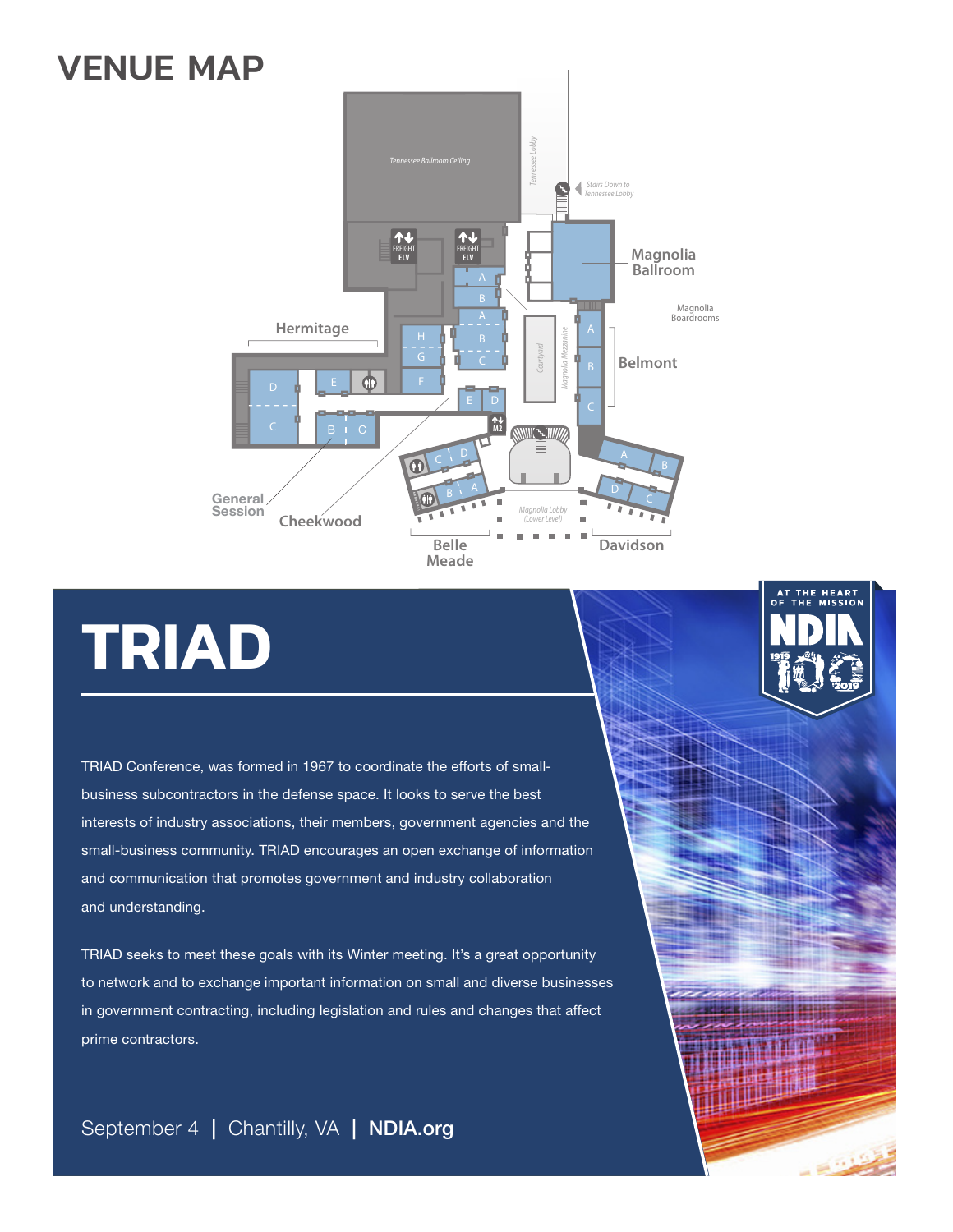# VENUE MAP

Tennessee Ballroom Ceiling

Tennessee Lobby

Stairs Down to Tennessee Lobby

FREIGHT ELV

FREIGHT ELV

Magnolia Ballroom

Magnolia Boardrooms

Hermitage

Belmont

Courtyard

Magnolia Mezzanine

M2

General Session

Cheekwood

Magnolia Lobby (Lower Level)

Belle Meade

Davidson

# TRIAD

TRIAD Conference, was formed in 1967 to coordinate the efforts of small-business subcontractors in the defense space. It looks to serve the best interests of industry associations, their members, government agencies and the small-business community. TRIAD encourages an open exchange of information and communication that promotes government and industry collaboration and understanding.

TRIAD seeks to meet these goals with its Winter meeting. It's a great opportunity to network and to exchange important information on small and diverse businesses in government contracting, including legislation and rules and changes that affect prime contractors.

AT THE HEART OF THE MISSION

NDIA

1919 2019

September 4 | Chantilly, VA | **NDIA.org**